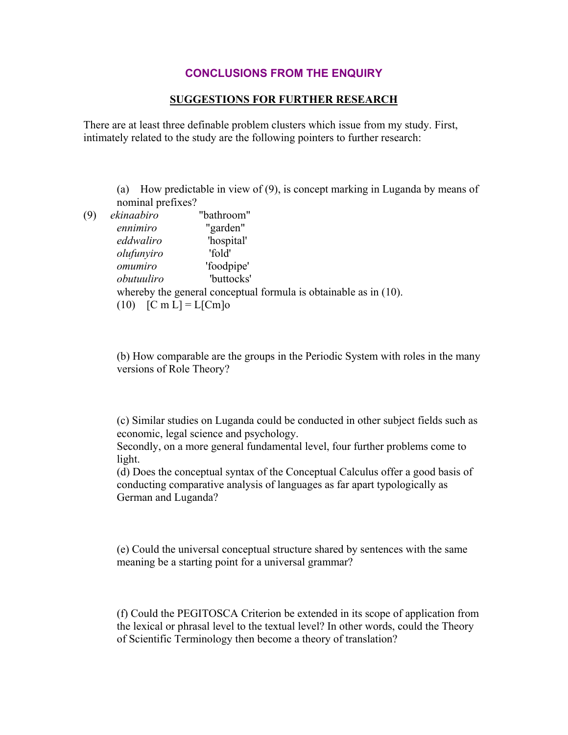## CONCLUSIONS FROM THE ENQUIRY

### SUGGESTIONS FOR FURTHER RESEARCH

There are at least three definable problem clusters which issue from my study. First, intimately related to the study are the following pointers to further research:

(a) How predictable in view of (9), is concept marking in Luganda by means of nominal prefixes?

(9)
*ekinaabiro* "bathroom"
*ennimiro* "garden"
*eddwaliro* 'hospital'
*olufunyiro* 'fold'
*omumiro* 'foodpipe'
*obutuuliro* 'buttocks'

whereby the general conceptual formula is obtainable as in (10).

(10) [C m L] = L[Cm]o

(b) How comparable are the groups in the Periodic System with roles in the many versions of Role Theory?

(c) Similar studies on Luganda could be conducted in other subject fields such as economic, legal science and psychology.

Secondly, on a more general fundamental level, four further problems come to light.

(d) Does the conceptual syntax of the Conceptual Calculus offer a good basis of conducting comparative analysis of languages as far apart typologically as German and Luganda?

(e) Could the universal conceptual structure shared by sentences with the same meaning be a starting point for a universal grammar?

(f) Could the PEGITOSCA Criterion be extended in its scope of application from the lexical or phrasal level to the textual level? In other words, could the Theory of Scientific Terminology then become a theory of translation?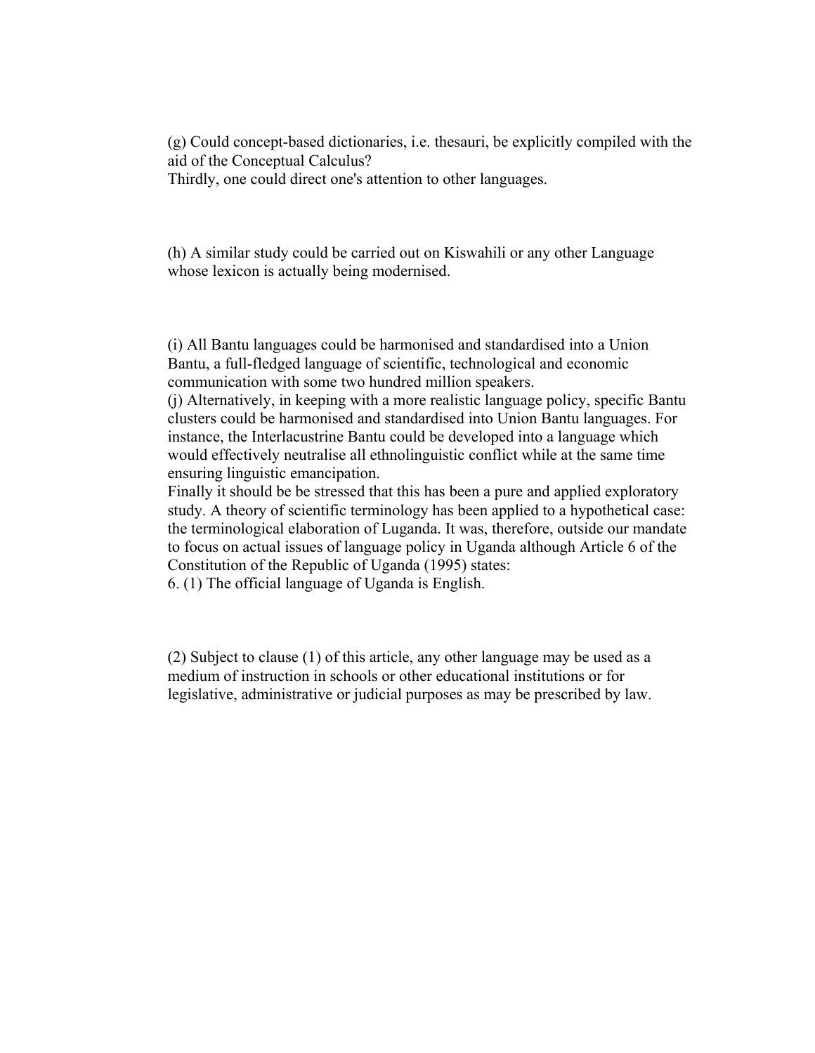(g) Could concept-based dictionaries, i.e. thesauri, be explicitly compiled with the aid of the Conceptual Calculus?

Thirdly, one could direct one's attention to other languages.

(h) A similar study could be carried out on Kiswahili or any other Language whose lexicon is actually being modernised.

(i) All Bantu languages could be harmonised and standardised into a Union Bantu, a full-fledged language of scientific, technological and economic communication with some two hundred million speakers.

(j) Alternatively, in keeping with a more realistic language policy, specific Bantu clusters could be harmonised and standardised into Union Bantu languages. For instance, the Interlacustrine Bantu could be developed into a language which would effectively neutralise all ethnolinguistic conflict while at the same time ensuring linguistic emancipation.

Finally it should be be stressed that this has been a pure and applied exploratory study. A theory of scientific terminology has been applied to a hypothetical case: the terminological elaboration of Luganda. It was, therefore, outside our mandate to focus on actual issues of language policy in Uganda although Article 6 of the Constitution of the Republic of Uganda (1995) states:

6. (1) The official language of Uganda is English.

(2) Subject to clause (1) of this article, any other language may be used as a medium of instruction in schools or other educational institutions or for legislative, administrative or judicial purposes as may be prescribed by law.